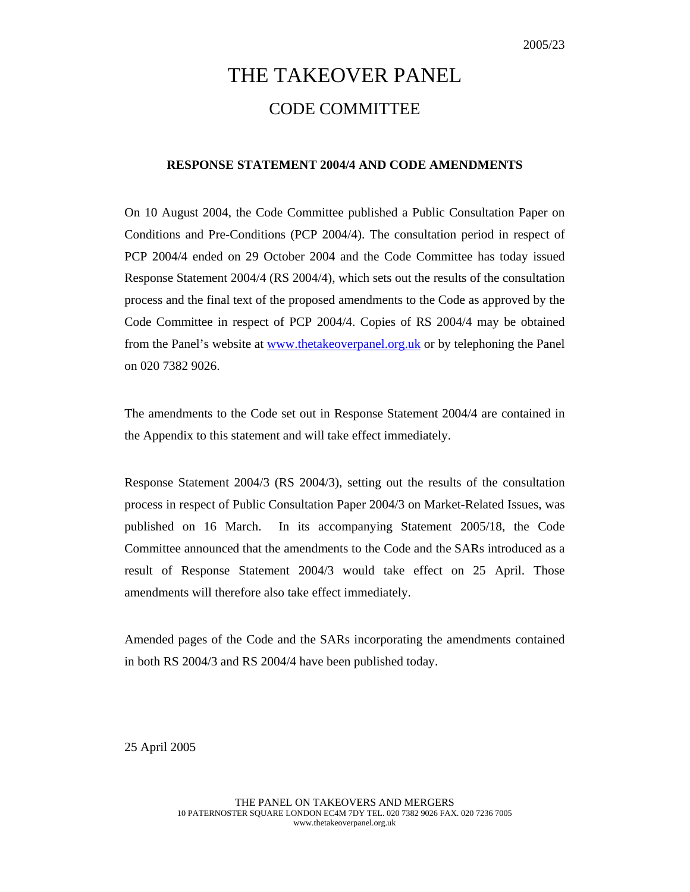2005/23

# THE TAKEOVER PANEL

## CODE COMMITTEE

**RESPONSE STATEMENT 2004/4 AND CODE AMENDMENTS**

On 10 August 2004, the Code Committee published a Public Consultation Paper on Conditions and Pre-Conditions (PCP 2004/4). The consultation period in respect of PCP 2004/4 ended on 29 October 2004 and the Code Committee has today issued Response Statement 2004/4 (RS 2004/4), which sets out the results of the consultation process and the final text of the proposed amendments to the Code as approved by the Code Committee in respect of PCP 2004/4. Copies of RS 2004/4 may be obtained from the Panel's website at www.thetakeoverpanel.org.uk or by telephoning the Panel on 020 7382 9026.

The amendments to the Code set out in Response Statement 2004/4 are contained in the Appendix to this statement and will take effect immediately.

Response Statement 2004/3 (RS 2004/3), setting out the results of the consultation process in respect of Public Consultation Paper 2004/3 on Market-Related Issues, was published on 16 March. In its accompanying Statement 2005/18, the Code Committee announced that the amendments to the Code and the SARs introduced as a result of Response Statement 2004/3 would take effect on 25 April. Those amendments will therefore also take effect immediately.

Amended pages of the Code and the SARs incorporating the amendments contained in both RS 2004/3 and RS 2004/4 have been published today.

25 April 2005

THE PANEL ON TAKEOVERS AND MERGERS
10 PATERNOSTER SQUARE LONDON EC4M 7DY TEL. 020 7382 9026 FAX. 020 7236 7005
www.thetakeoverpanel.org.uk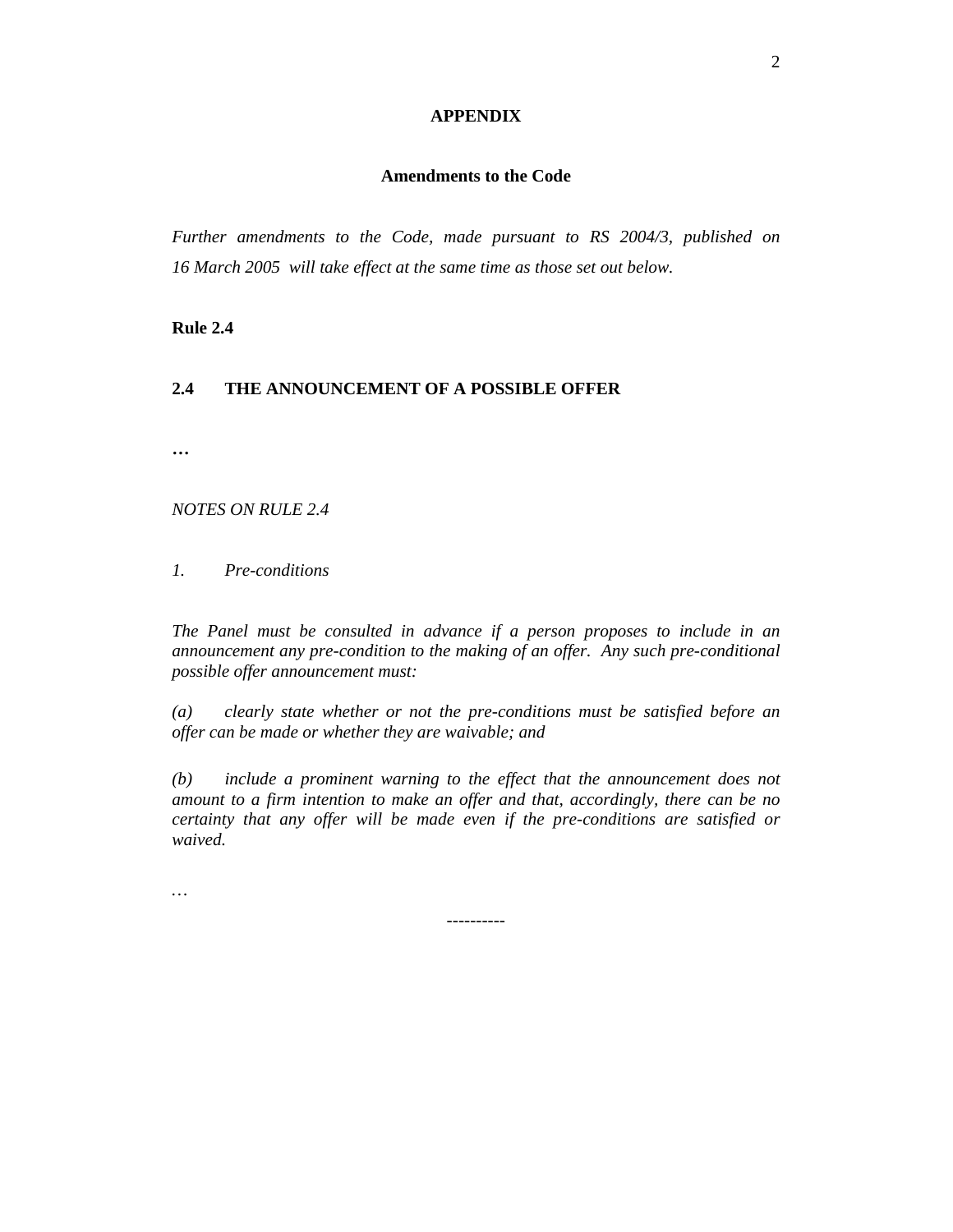# APPENDIX

## Amendments to the Code

*Further amendments to the Code, made pursuant to RS 2004/3, published on 16 March 2005 will take effect at the same time as those set out below.*

**Rule 2.4**

### 2.4 THE ANNOUNCEMENT OF A POSSIBLE OFFER

**…**

*NOTES ON RULE 2.4*

*1. Pre-conditions*

*The Panel must be consulted in advance if a person proposes to include in an announcement any pre-condition to the making of an offer. Any such pre-conditional possible offer announcement must:*

*(a) clearly state whether or not the pre-conditions must be satisfied before an offer can be made or whether they are waivable; and*

*(b) include a prominent warning to the effect that the announcement does not amount to a firm intention to make an offer and that, accordingly, there can be no certainty that any offer will be made even if the pre-conditions are satisfied or waived.*

*…*

----------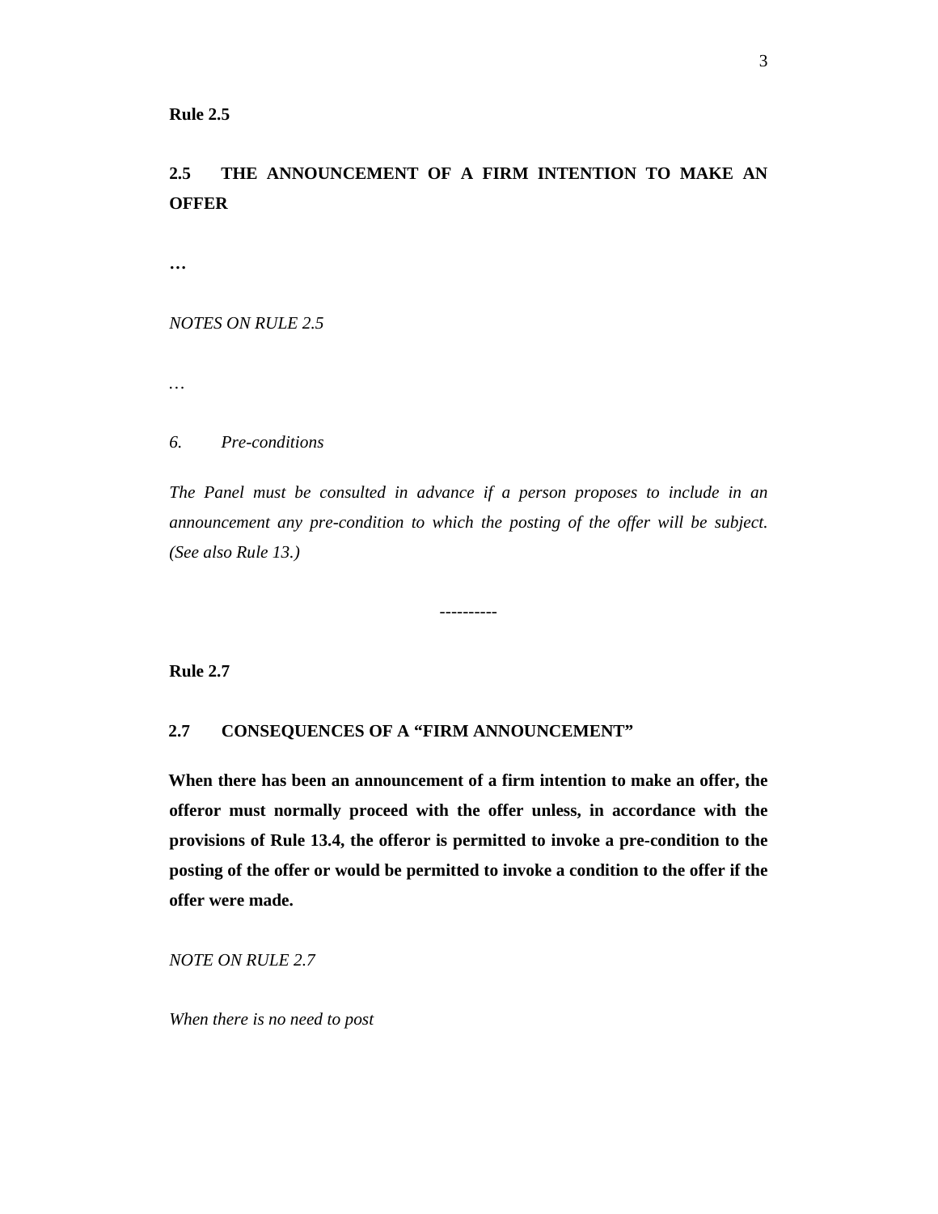**Rule 2.5**

## 2.5 THE ANNOUNCEMENT OF A FIRM INTENTION TO MAKE AN OFFER

**…**

*NOTES ON RULE 2.5*

*…*

*6. Pre-conditions*

*The Panel must be consulted in advance if a person proposes to include in an announcement any pre-condition to which the posting of the offer will be subject. (See also Rule 13.)*

----------

**Rule 2.7**

## 2.7 CONSEQUENCES OF A "FIRM ANNOUNCEMENT"

**When there has been an announcement of a firm intention to make an offer, the offeror must normally proceed with the offer unless, in accordance with the provisions of Rule 13.4, the offeror is permitted to invoke a pre-condition to the posting of the offer or would be permitted to invoke a condition to the offer if the offer were made.**

*NOTE ON RULE 2.7*

*When there is no need to post*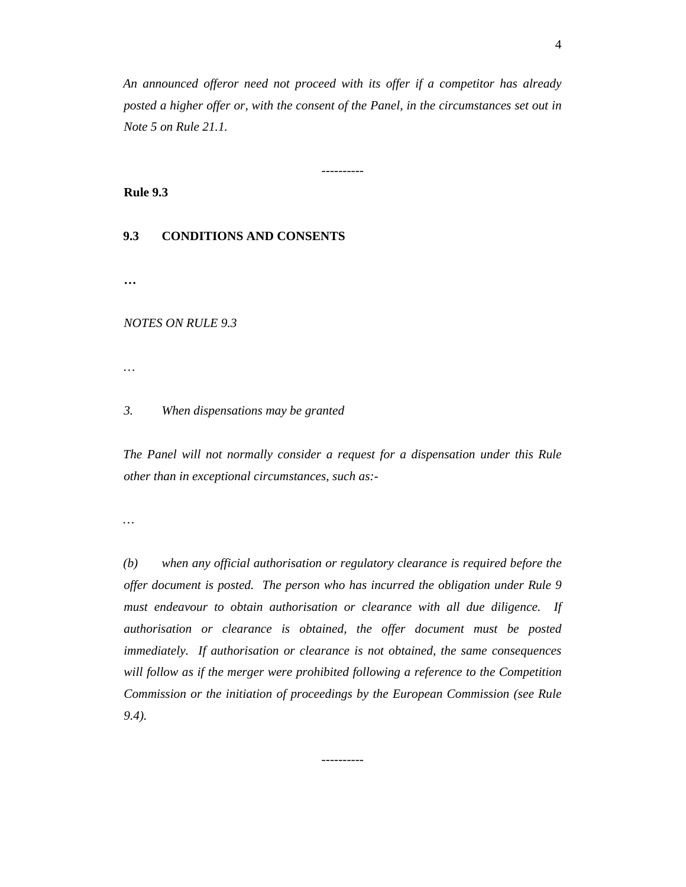*An announced offeror need not proceed with its offer if a competitor has already posted a higher offer or, with the consent of the Panel, in the circumstances set out in Note 5 on Rule 21.1.*

----------

**Rule 9.3**

**9.3 CONDITIONS AND CONSENTS**

**…**

*NOTES ON RULE 9.3*

…

*3. When dispensations may be granted*

*The Panel will not normally consider a request for a dispensation under this Rule other than in exceptional circumstances, such as:-*

…

*(b) when any official authorisation or regulatory clearance is required before the offer document is posted. The person who has incurred the obligation under Rule 9 must endeavour to obtain authorisation or clearance with all due diligence. If authorisation or clearance is obtained, the offer document must be posted immediately. If authorisation or clearance is not obtained, the same consequences will follow as if the merger were prohibited following a reference to the Competition Commission or the initiation of proceedings by the European Commission (see Rule 9.4).*

----------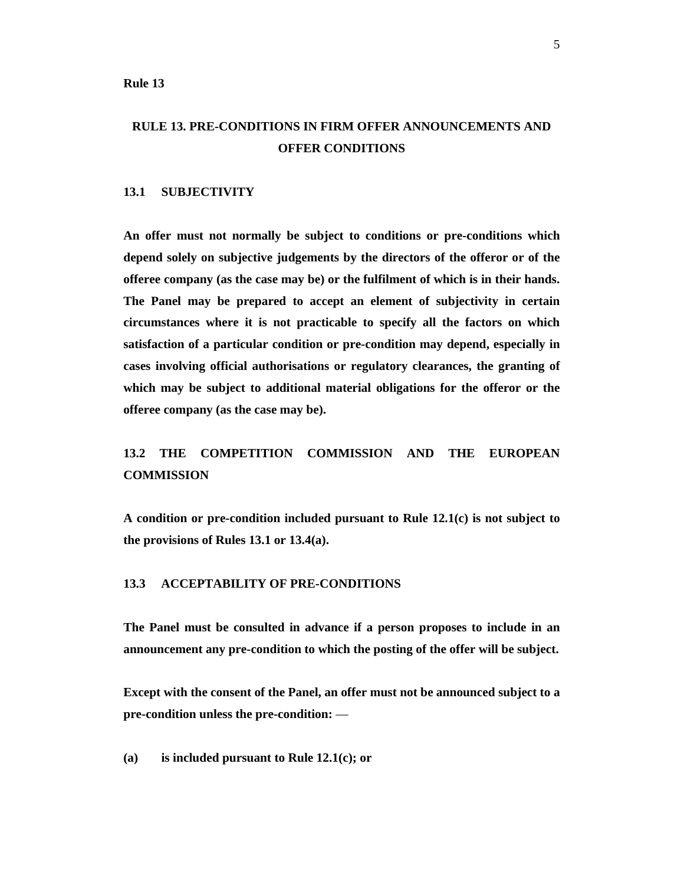**Rule 13**

## RULE 13. PRE-CONDITIONS IN FIRM OFFER ANNOUNCEMENTS AND OFFER CONDITIONS

### 13.1 SUBJECTIVITY

**An offer must not normally be subject to conditions or pre-conditions which depend solely on subjective judgements by the directors of the offeror or of the offeree company (as the case may be) or the fulfilment of which is in their hands. The Panel may be prepared to accept an element of subjectivity in certain circumstances where it is not practicable to specify all the factors on which satisfaction of a particular condition or pre-condition may depend, especially in cases involving official authorisations or regulatory clearances, the granting of which may be subject to additional material obligations for the offeror or the offeree company (as the case may be).**

### 13.2 THE COMPETITION COMMISSION AND THE EUROPEAN COMMISSION

**A condition or pre-condition included pursuant to Rule 12.1(c) is not subject to the provisions of Rules 13.1 or 13.4(a).**

### 13.3 ACCEPTABILITY OF PRE-CONDITIONS

**The Panel must be consulted in advance if a person proposes to include in an announcement any pre-condition to which the posting of the offer will be subject.**

**Except with the consent of the Panel, an offer must not be announced subject to a pre-condition unless the pre-condition: —**

**(a) is included pursuant to Rule 12.1(c); or**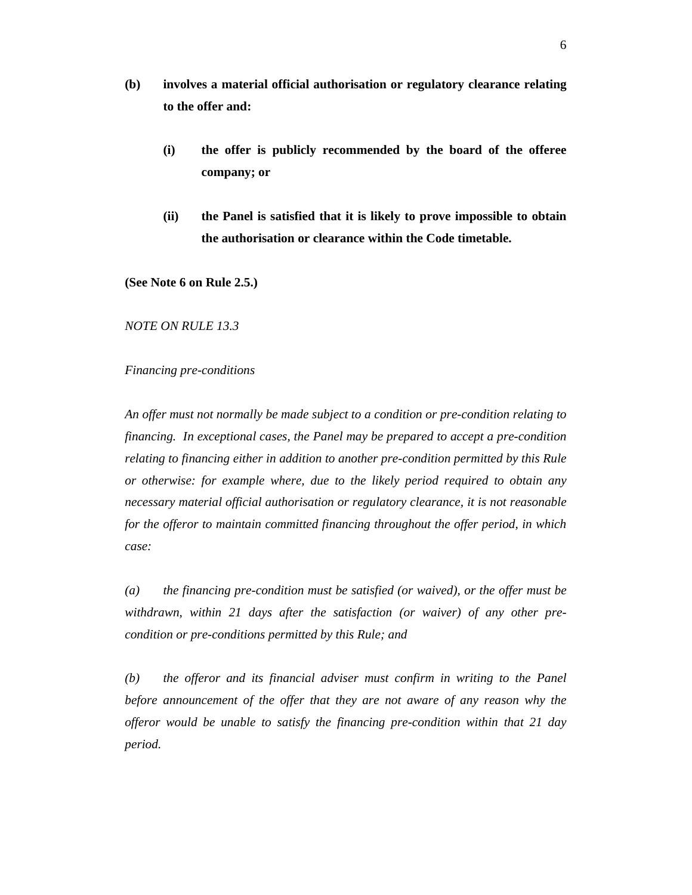**(b)** **involves a material official authorisation or regulatory clearance relating to the offer and:**

> **(i)** **the offer is publicly recommended by the board of the offeree company; or**
>
> **(ii)** **the Panel is satisfied that it is likely to prove impossible to obtain the authorisation or clearance within the Code timetable.**

**(See Note 6 on Rule 2.5.)**

*NOTE ON RULE 13.3*

*Financing pre-conditions*

*An offer must not normally be made subject to a condition or pre-condition relating to financing. In exceptional cases, the Panel may be prepared to accept a pre-condition relating to financing either in addition to another pre-condition permitted by this Rule or otherwise: for example where, due to the likely period required to obtain any necessary material official authorisation or regulatory clearance, it is not reasonable for the offeror to maintain committed financing throughout the offer period, in which case:*

*(a)* *the financing pre-condition must be satisfied (or waived), or the offer must be withdrawn, within 21 days after the satisfaction (or waiver) of any other pre-condition or pre-conditions permitted by this Rule; and*

*(b)* *the offeror and its financial adviser must confirm in writing to the Panel before announcement of the offer that they are not aware of any reason why the offeror would be unable to satisfy the financing pre-condition within that 21 day period.*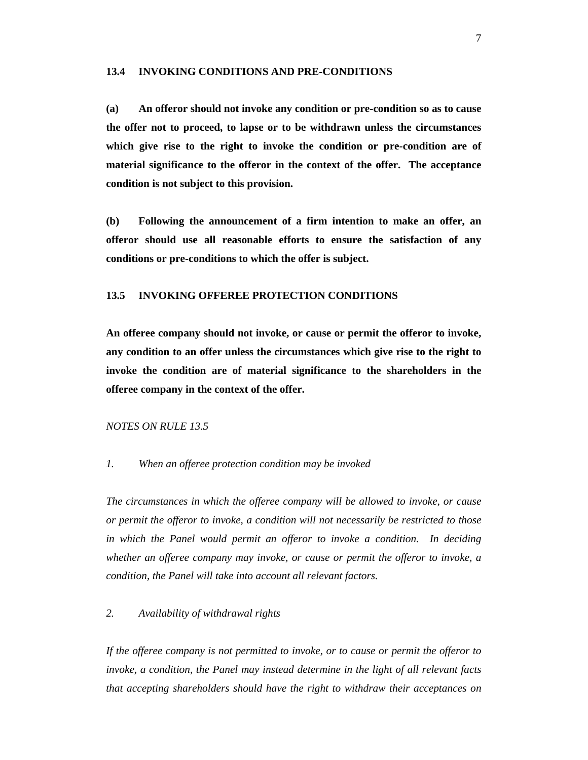**13.4 INVOKING CONDITIONS AND PRE-CONDITIONS**

**(a) An offeror should not invoke any condition or pre-condition so as to cause the offer not to proceed, to lapse or to be withdrawn unless the circumstances which give rise to the right to invoke the condition or pre-condition are of material significance to the offeror in the context of the offer. The acceptance condition is not subject to this provision.**

**(b) Following the announcement of a firm intention to make an offer, an offeror should use all reasonable efforts to ensure the satisfaction of any conditions or pre-conditions to which the offer is subject.**

**13.5 INVOKING OFFEREE PROTECTION CONDITIONS**

**An offeree company should not invoke, or cause or permit the offeror to invoke, any condition to an offer unless the circumstances which give rise to the right to invoke the condition are of material significance to the shareholders in the offeree company in the context of the offer.**

*NOTES ON RULE 13.5*

*1. When an offeree protection condition may be invoked*

*The circumstances in which the offeree company will be allowed to invoke, or cause or permit the offeror to invoke, a condition will not necessarily be restricted to those in which the Panel would permit an offeror to invoke a condition. In deciding whether an offeree company may invoke, or cause or permit the offeror to invoke, a condition, the Panel will take into account all relevant factors.*

*2. Availability of withdrawal rights*

*If the offeree company is not permitted to invoke, or to cause or permit the offeror to invoke, a condition, the Panel may instead determine in the light of all relevant facts that accepting shareholders should have the right to withdraw their acceptances on*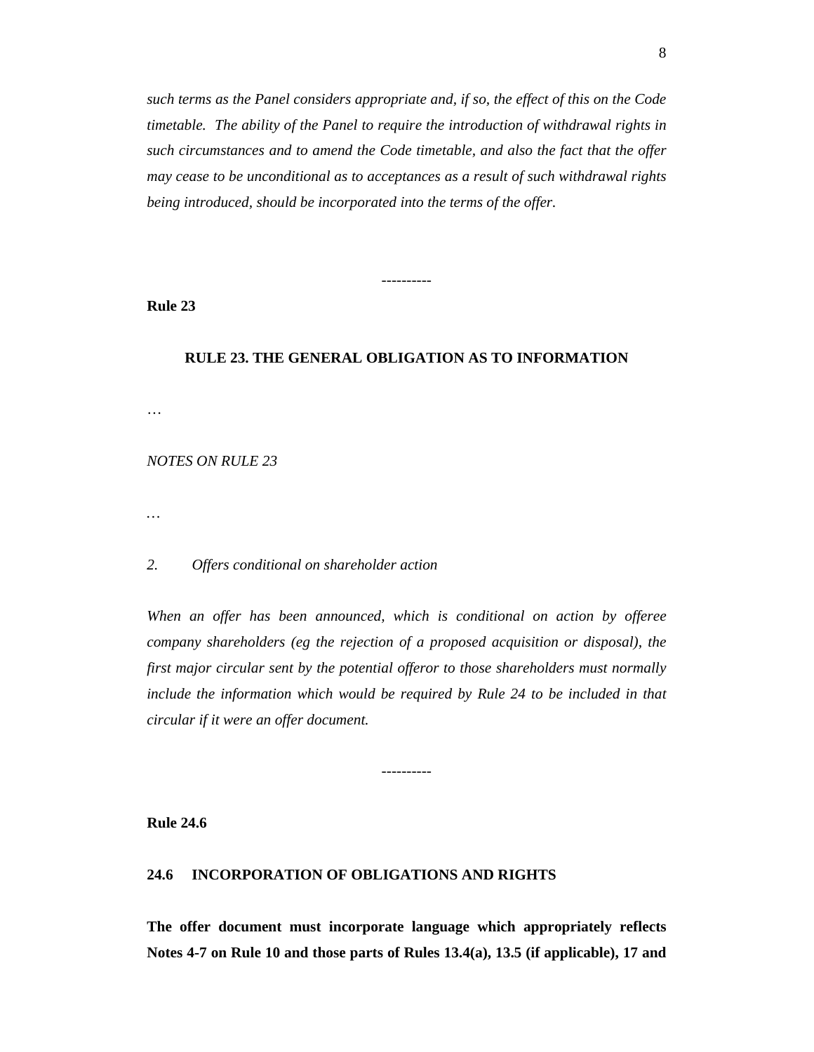*such terms as the Panel considers appropriate and, if so, the effect of this on the Code timetable. The ability of the Panel to require the introduction of withdrawal rights in such circumstances and to amend the Code timetable, and also the fact that the offer may cease to be unconditional as to acceptances as a result of such withdrawal rights being introduced, should be incorporated into the terms of the offer.*

----------

**Rule 23**

**RULE 23. THE GENERAL OBLIGATION AS TO INFORMATION**

…

*NOTES ON RULE 23*

*…*

*2. Offers conditional on shareholder action*

*When an offer has been announced, which is conditional on action by offeree company shareholders (eg the rejection of a proposed acquisition or disposal), the first major circular sent by the potential offeror to those shareholders must normally include the information which would be required by Rule 24 to be included in that circular if it were an offer document.*

----------

**Rule 24.6**

**24.6 INCORPORATION OF OBLIGATIONS AND RIGHTS**

**The offer document must incorporate language which appropriately reflects Notes 4-7 on Rule 10 and those parts of Rules 13.4(a), 13.5 (if applicable), 17 and**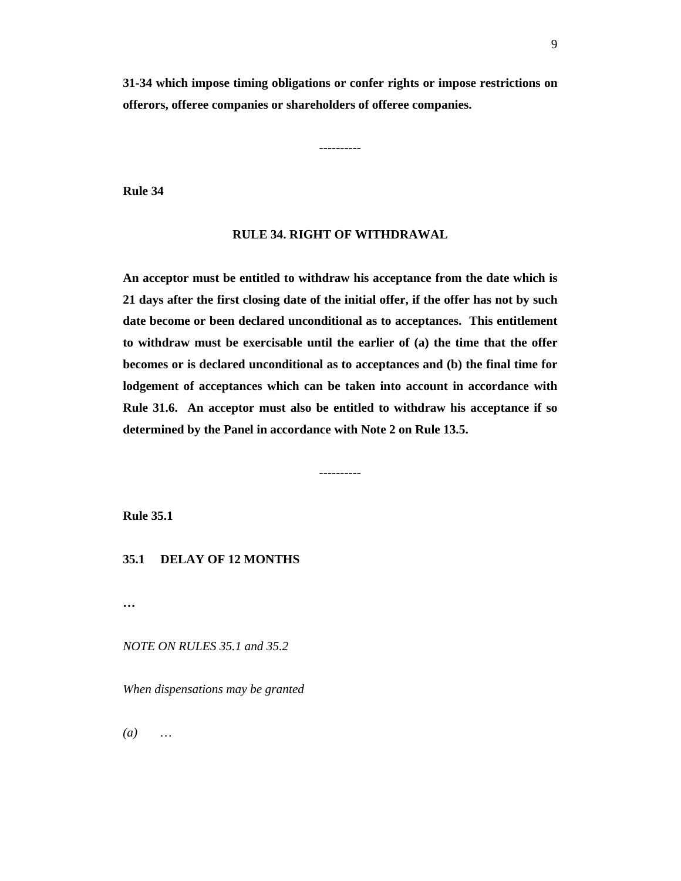**31-34 which impose timing obligations or confer rights or impose restrictions on offerors, offeree companies or shareholders of offeree companies.**

----------

**Rule 34**

**RULE 34. RIGHT OF WITHDRAWAL**

**An acceptor must be entitled to withdraw his acceptance from the date which is 21 days after the first closing date of the initial offer, if the offer has not by such date become or been declared unconditional as to acceptances. This entitlement to withdraw must be exercisable until the earlier of (a) the time that the offer becomes or is declared unconditional as to acceptances and (b) the final time for lodgement of acceptances which can be taken into account in accordance with Rule 31.6. An acceptor must also be entitled to withdraw his acceptance if so determined by the Panel in accordance with Note 2 on Rule 13.5.**

----------

**Rule 35.1**

**35.1 DELAY OF 12 MONTHS**

**…**

*NOTE ON RULES 35.1 and 35.2*

*When dispensations may be granted*

*(a)* …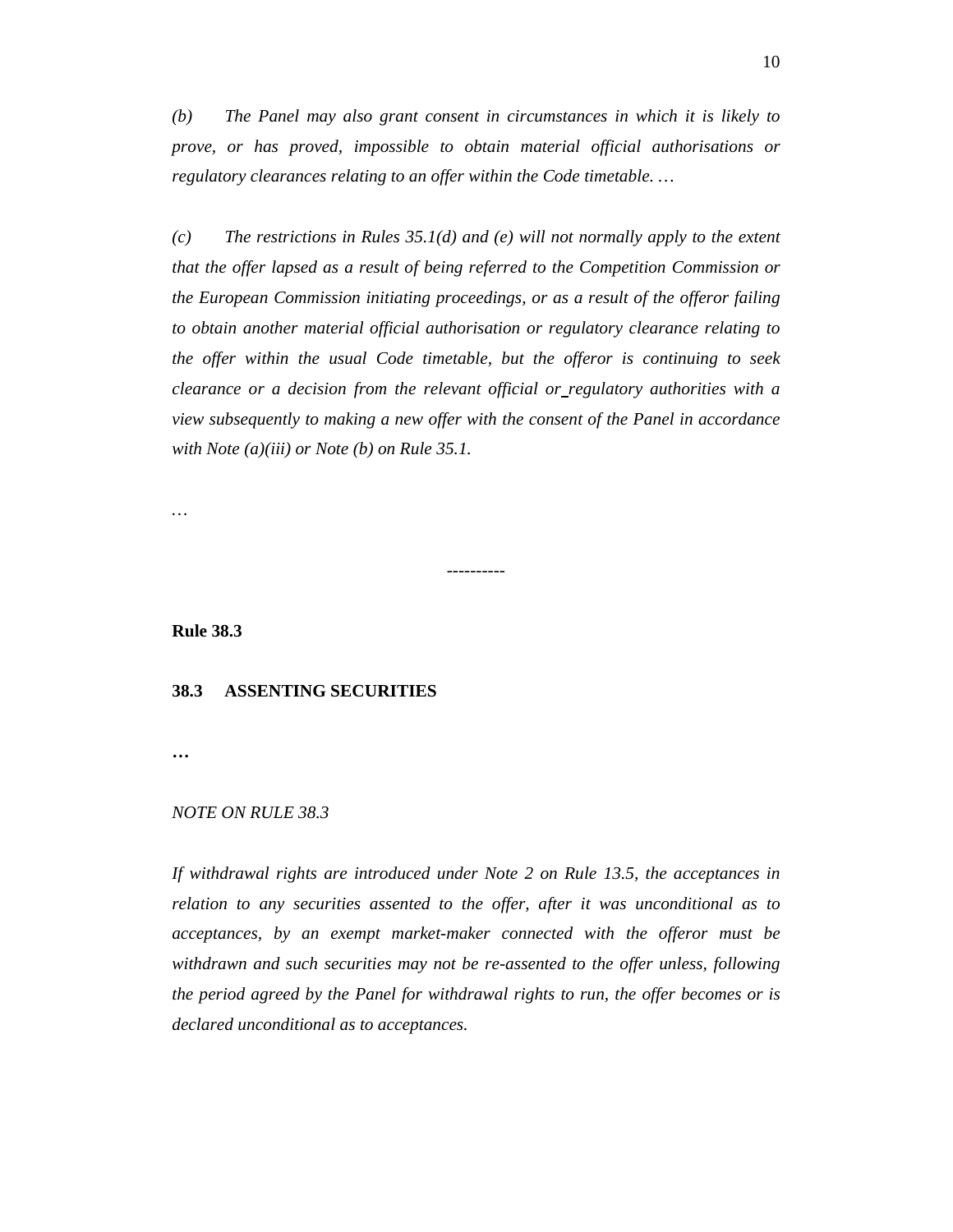*(b) The Panel may also grant consent in circumstances in which it is likely to prove, or has proved, impossible to obtain material official authorisations or regulatory clearances relating to an offer within the Code timetable. …*

*(c) The restrictions in Rules 35.1(d) and (e) will not normally apply to the extent that the offer lapsed as a result of being referred to the Competition Commission or the European Commission initiating proceedings, or as a result of the offeror failing to obtain another material official authorisation or regulatory clearance relating to the offer within the usual Code timetable, but the offeror is continuing to seek clearance or a decision from the relevant official or regulatory authorities with a view subsequently to making a new offer with the consent of the Panel in accordance with Note (a)(iii) or Note (b) on Rule 35.1.*

…

----------

**Rule 38.3**

**38.3 ASSENTING SECURITIES**

**…**

*NOTE ON RULE 38.3*

*If withdrawal rights are introduced under Note 2 on Rule 13.5, the acceptances in relation to any securities assented to the offer, after it was unconditional as to acceptances, by an exempt market-maker connected with the offeror must be withdrawn and such securities may not be re-assented to the offer unless, following the period agreed by the Panel for withdrawal rights to run, the offer becomes or is declared unconditional as to acceptances.*